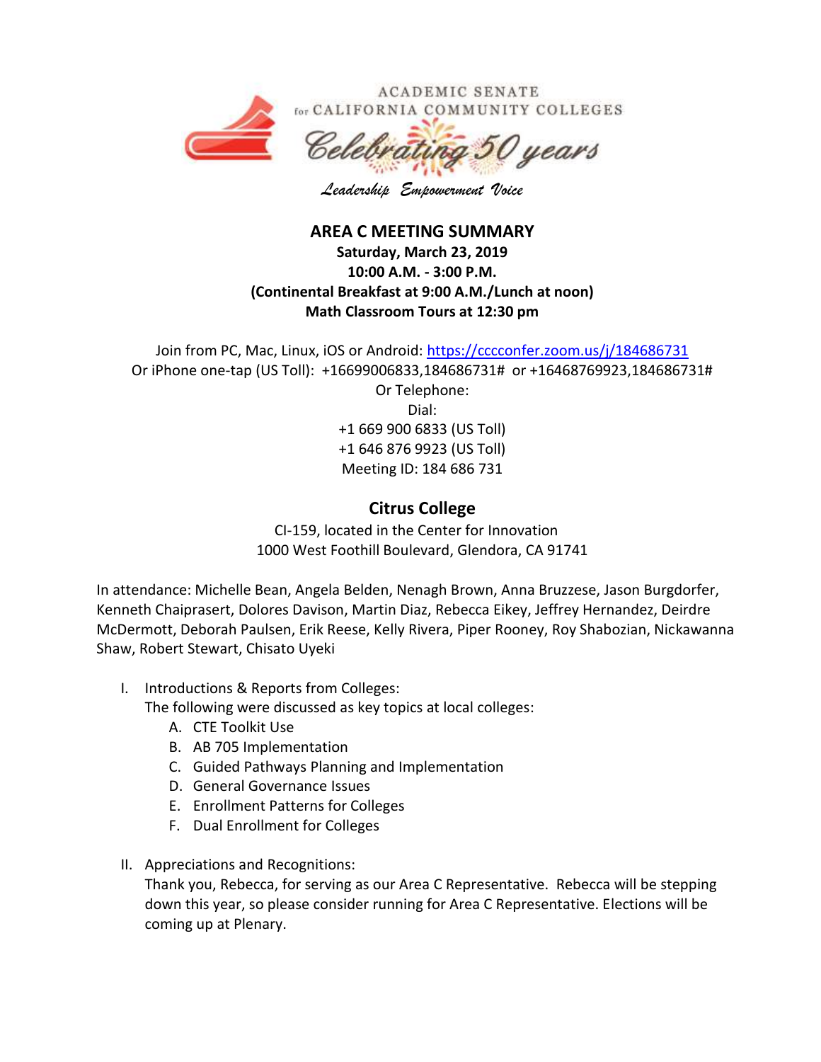ACADEMIC SENATE
for CALIFORNIA COMMUNITY COLLEGES

*Celebrating 50 years*

*Leadership Empowerment Voice*

# AREA C MEETING SUMMARY

**Saturday, March 23, 2019**
**10:00 A.M. - 3:00 P.M.**
**(Continental Breakfast at 9:00 A.M./Lunch at noon)**
**Math Classroom Tours at 12:30 pm**

Join from PC, Mac, Linux, iOS or Android: [https://cccconfer.zoom.us/j/184686731](https://cccconfer.zoom.us/j/184686731)
Or iPhone one-tap (US Toll): +16699006833,184686731# or +16468769923,184686731#
Or Telephone:
Dial:
+1 669 900 6833 (US Toll)
+1 646 876 9923 (US Toll)
Meeting ID: 184 686 731

## Citrus College

CI-159, located in the Center for Innovation
1000 West Foothill Boulevard, Glendora, CA 91741

In attendance: Michelle Bean, Angela Belden, Nenagh Brown, Anna Bruzzese, Jason Burgdorfer, Kenneth Chaiprasert, Dolores Davison, Martin Diaz, Rebecca Eikey, Jeffrey Hernandez, Deirdre McDermott, Deborah Paulsen, Erik Reese, Kelly Rivera, Piper Rooney, Roy Shabozian, Nickawanna Shaw, Robert Stewart, Chisato Uyeki

I. Introductions & Reports from Colleges:
   The following were discussed as key topics at local colleges:
   A. CTE Toolkit Use
   B. AB 705 Implementation
   C. Guided Pathways Planning and Implementation
   D. General Governance Issues
   E. Enrollment Patterns for Colleges
   F. Dual Enrollment for Colleges

II. Appreciations and Recognitions:
   Thank you, Rebecca, for serving as our Area C Representative. Rebecca will be stepping down this year, so please consider running for Area C Representative. Elections will be coming up at Plenary.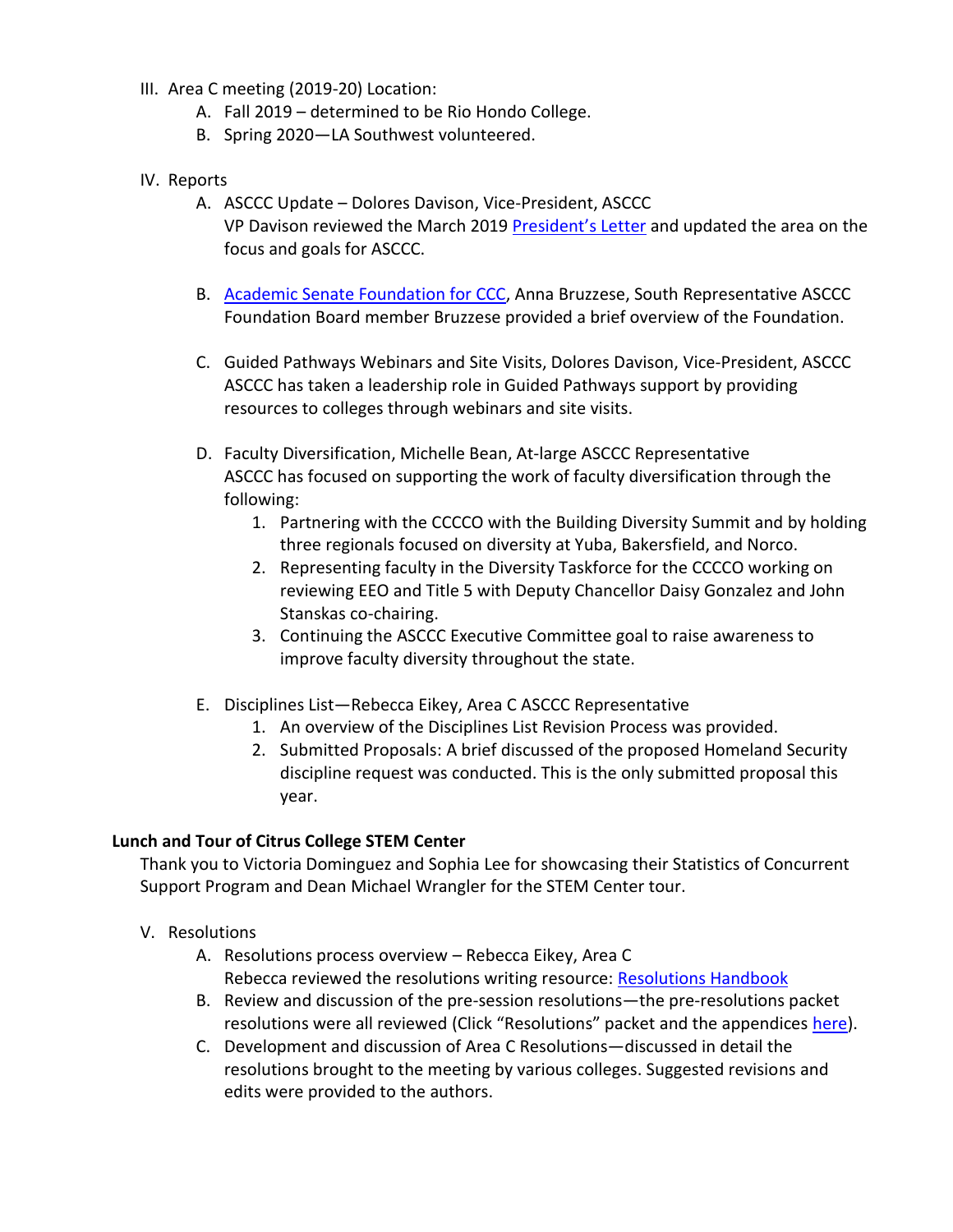III. Area C meeting (2019-20) Location:
   A. Fall 2019 – determined to be Rio Hondo College.
   B. Spring 2020—LA Southwest volunteered.

IV. Reports
   A. ASCCC Update – Dolores Davison, Vice-President, ASCCC
      VP Davison reviewed the March 2019 President's Letter and updated the area on the focus and goals for ASCCC.

   B. Academic Senate Foundation for CCC, Anna Bruzzese, South Representative ASCCC Foundation Board member Bruzzese provided a brief overview of the Foundation.

   C. Guided Pathways Webinars and Site Visits, Dolores Davison, Vice-President, ASCCC
      ASCCC has taken a leadership role in Guided Pathways support by providing resources to colleges through webinars and site visits.

   D. Faculty Diversification, Michelle Bean, At-large ASCCC Representative
      ASCCC has focused on supporting the work of faculty diversification through the following:
      1. Partnering with the CCCCO with the Building Diversity Summit and by holding three regionals focused on diversity at Yuba, Bakersfield, and Norco.
      2. Representing faculty in the Diversity Taskforce for the CCCCO working on reviewing EEO and Title 5 with Deputy Chancellor Daisy Gonzalez and John Stanskas co-chairing.
      3. Continuing the ASCCC Executive Committee goal to raise awareness to improve faculty diversity throughout the state.

   E. Disciplines List—Rebecca Eikey, Area C ASCCC Representative
      1. An overview of the Disciplines List Revision Process was provided.
      2. Submitted Proposals: A brief discussed of the proposed Homeland Security discipline request was conducted. This is the only submitted proposal this year.

**Lunch and Tour of Citrus College STEM Center**

Thank you to Victoria Dominguez and Sophia Lee for showcasing their Statistics of Concurrent Support Program and Dean Michael Wrangler for the STEM Center tour.

V. Resolutions
   A. Resolutions process overview – Rebecca Eikey, Area C
      Rebecca reviewed the resolutions writing resource: Resolutions Handbook
   B. Review and discussion of the pre-session resolutions—the pre-resolutions packet resolutions were all reviewed (Click "Resolutions" packet and the appendices here).
   C. Development and discussion of Area C Resolutions—discussed in detail the resolutions brought to the meeting by various colleges. Suggested revisions and edits were provided to the authors.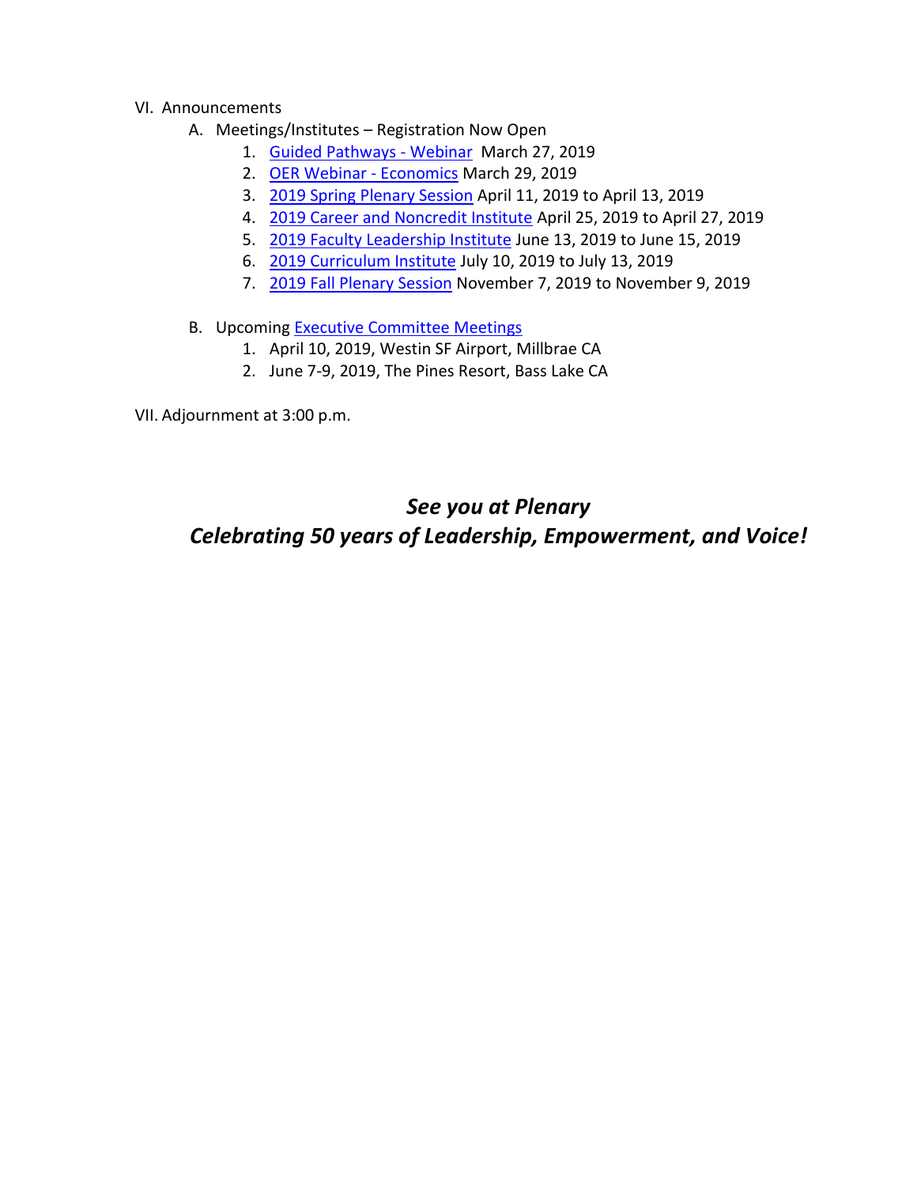VI. Announcements

A. Meetings/Institutes – Registration Now Open

1. Guided Pathways - Webinar March 27, 2019
2. OER Webinar - Economics March 29, 2019
3. 2019 Spring Plenary Session April 11, 2019 to April 13, 2019
4. 2019 Career and Noncredit Institute April 25, 2019 to April 27, 2019
5. 2019 Faculty Leadership Institute June 13, 2019 to June 15, 2019
6. 2019 Curriculum Institute July 10, 2019 to July 13, 2019
7. 2019 Fall Plenary Session November 7, 2019 to November 9, 2019

B. Upcoming Executive Committee Meetings

1. April 10, 2019, Westin SF Airport, Millbrae CA
2. June 7-9, 2019, The Pines Resort, Bass Lake CA

VII. Adjournment at 3:00 p.m.

***See you at Plenary***
***Celebrating 50 years of Leadership, Empowerment, and Voice!***